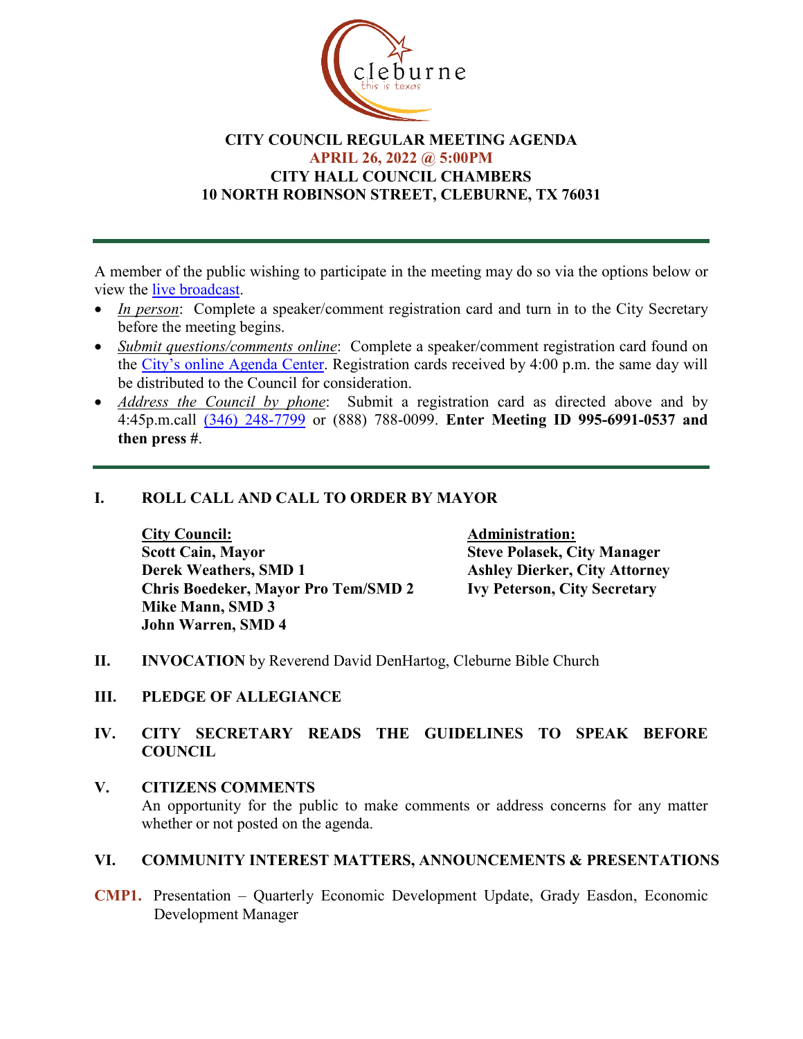cleburne
this is texas

# CITY COUNCIL REGULAR MEETING AGENDA
## APRIL 26, 2022 @ 5:00PM
## CITY HALL COUNCIL CHAMBERS
## 10 NORTH ROBINSON STREET, CLEBURNE, TX 76031

---

A member of the public wishing to participate in the meeting may do so via the options below or view the live broadcast.

- *In person*: Complete a speaker/comment registration card and turn in to the City Secretary before the meeting begins.
- *Submit questions/comments online*: Complete a speaker/comment registration card found on the City's online Agenda Center. Registration cards received by 4:00 p.m. the same day will be distributed to the Council for consideration.
- *Address the Council by phone*: Submit a registration card as directed above and by 4:45p.m.call (346) 248-7799 or (888) 788-0099. **Enter Meeting ID 995-6991-0537 and then press #**.

---

**I. ROLL CALL AND CALL TO ORDER BY MAYOR**

**City Council:**
**Scott Cain, Mayor**
**Derek Weathers, SMD 1**
**Chris Boedeker, Mayor Pro Tem/SMD 2**
**Mike Mann, SMD 3**
**John Warren, SMD 4**

**Administration:**
**Steve Polasek, City Manager**
**Ashley Dierker, City Attorney**
**Ivy Peterson, City Secretary**

**II. INVOCATION** by Reverend David DenHartog, Cleburne Bible Church

**III. PLEDGE OF ALLEGIANCE**

**IV. CITY SECRETARY READS THE GUIDELINES TO SPEAK BEFORE COUNCIL**

**V. CITIZENS COMMENTS**
An opportunity for the public to make comments or address concerns for any matter whether or not posted on the agenda.

**VI. COMMUNITY INTEREST MATTERS, ANNOUNCEMENTS & PRESENTATIONS**

**CMP1.** Presentation – Quarterly Economic Development Update, Grady Easdon, Economic Development Manager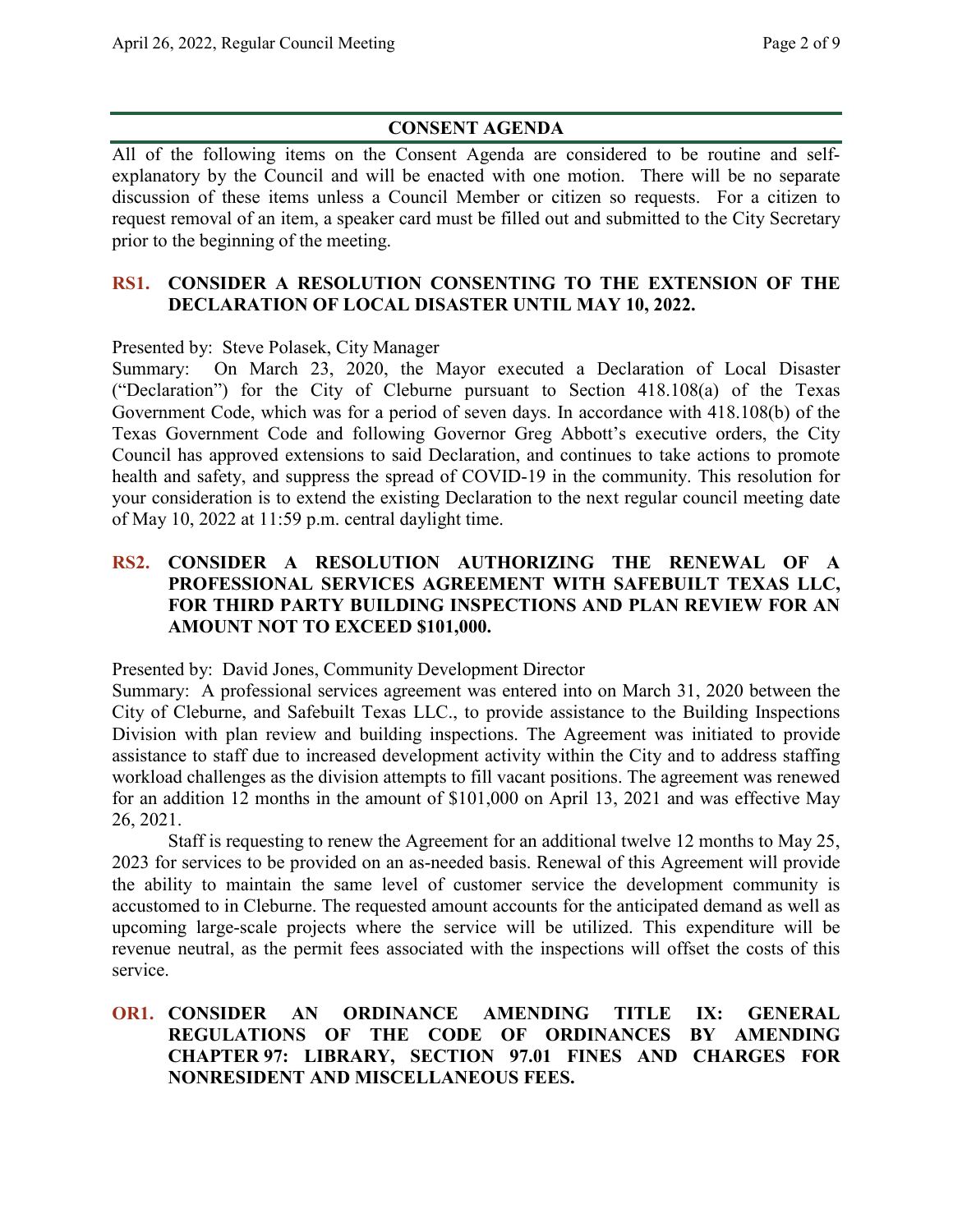## CONSENT AGENDA

All of the following items on the Consent Agenda are considered to be routine and self-explanatory by the Council and will be enacted with one motion. There will be no separate discussion of these items unless a Council Member or citizen so requests. For a citizen to request removal of an item, a speaker card must be filled out and submitted to the City Secretary prior to the beginning of the meeting.

### RS1. CONSIDER A RESOLUTION CONSENTING TO THE EXTENSION OF THE DECLARATION OF LOCAL DISASTER UNTIL MAY 10, 2022.

Presented by: Steve Polasek, City Manager

Summary: On March 23, 2020, the Mayor executed a Declaration of Local Disaster ("Declaration") for the City of Cleburne pursuant to Section 418.108(a) of the Texas Government Code, which was for a period of seven days. In accordance with 418.108(b) of the Texas Government Code and following Governor Greg Abbott's executive orders, the City Council has approved extensions to said Declaration, and continues to take actions to promote health and safety, and suppress the spread of COVID-19 in the community. This resolution for your consideration is to extend the existing Declaration to the next regular council meeting date of May 10, 2022 at 11:59 p.m. central daylight time.

### RS2. CONSIDER A RESOLUTION AUTHORIZING THE RENEWAL OF A PROFESSIONAL SERVICES AGREEMENT WITH SAFEBUILT TEXAS LLC, FOR THIRD PARTY BUILDING INSPECTIONS AND PLAN REVIEW FOR AN AMOUNT NOT TO EXCEED $101,000.

Presented by: David Jones, Community Development Director

Summary: A professional services agreement was entered into on March 31, 2020 between the City of Cleburne, and Safebuilt Texas LLC., to provide assistance to the Building Inspections Division with plan review and building inspections. The Agreement was initiated to provide assistance to staff due to increased development activity within the City and to address staffing workload challenges as the division attempts to fill vacant positions. The agreement was renewed for an addition 12 months in the amount of $101,000 on April 13, 2021 and was effective May 26, 2021.

Staff is requesting to renew the Agreement for an additional twelve 12 months to May 25, 2023 for services to be provided on an as-needed basis. Renewal of this Agreement will provide the ability to maintain the same level of customer service the development community is accustomed to in Cleburne. The requested amount accounts for the anticipated demand as well as upcoming large-scale projects where the service will be utilized. This expenditure will be revenue neutral, as the permit fees associated with the inspections will offset the costs of this service.

### OR1. CONSIDER AN ORDINANCE AMENDING TITLE IX: GENERAL REGULATIONS OF THE CODE OF ORDINANCES BY AMENDING CHAPTER 97: LIBRARY, SECTION 97.01 FINES AND CHARGES FOR NONRESIDENT AND MISCELLANEOUS FEES.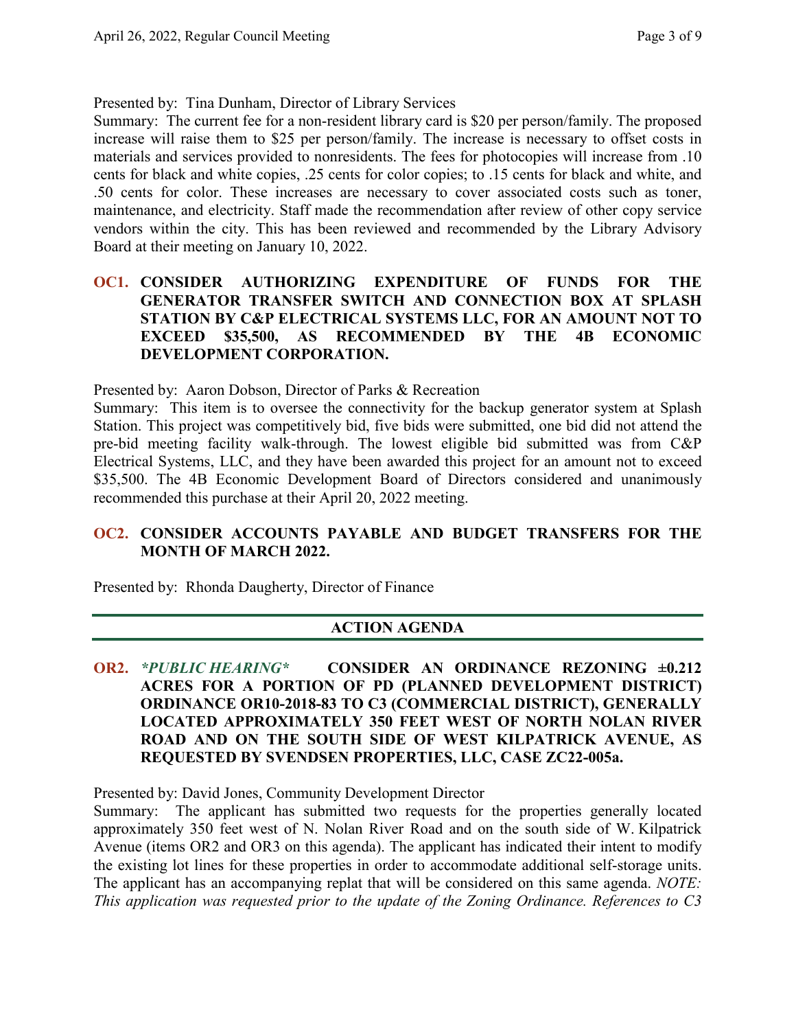Presented by: Tina Dunham, Director of Library Services

Summary: The current fee for a non-resident library card is $20 per person/family. The proposed increase will raise them to $25 per person/family. The increase is necessary to offset costs in materials and services provided to nonresidents. The fees for photocopies will increase from .10 cents for black and white copies, .25 cents for color copies; to .15 cents for black and white, and .50 cents for color. These increases are necessary to cover associated costs such as toner, maintenance, and electricity. Staff made the recommendation after review of other copy service vendors within the city. This has been reviewed and recommended by the Library Advisory Board at their meeting on January 10, 2022.

**OC1. CONSIDER AUTHORIZING EXPENDITURE OF FUNDS FOR THE GENERATOR TRANSFER SWITCH AND CONNECTION BOX AT SPLASH STATION BY C&P ELECTRICAL SYSTEMS LLC, FOR AN AMOUNT NOT TO EXCEED $35,500, AS RECOMMENDED BY THE 4B ECONOMIC DEVELOPMENT CORPORATION.**

Presented by: Aaron Dobson, Director of Parks & Recreation

Summary: This item is to oversee the connectivity for the backup generator system at Splash Station. This project was competitively bid, five bids were submitted, one bid did not attend the pre-bid meeting facility walk-through. The lowest eligible bid submitted was from C&P Electrical Systems, LLC, and they have been awarded this project for an amount not to exceed $35,500. The 4B Economic Development Board of Directors considered and unanimously recommended this purchase at their April 20, 2022 meeting.

**OC2. CONSIDER ACCOUNTS PAYABLE AND BUDGET TRANSFERS FOR THE MONTH OF MARCH 2022.**

Presented by: Rhonda Daugherty, Director of Finance

## ACTION AGENDA

**OR2.** ***\*PUBLIC HEARING\**** **CONSIDER AN ORDINANCE REZONING ±0.212 ACRES FOR A PORTION OF PD (PLANNED DEVELOPMENT DISTRICT) ORDINANCE OR10-2018-83 TO C3 (COMMERCIAL DISTRICT), GENERALLY LOCATED APPROXIMATELY 350 FEET WEST OF NORTH NOLAN RIVER ROAD AND ON THE SOUTH SIDE OF WEST KILPATRICK AVENUE, AS REQUESTED BY SVENDSEN PROPERTIES, LLC, CASE ZC22-005a.**

Presented by: David Jones, Community Development Director

Summary: The applicant has submitted two requests for the properties generally located approximately 350 feet west of N. Nolan River Road and on the south side of W. Kilpatrick Avenue (items OR2 and OR3 on this agenda). The applicant has indicated their intent to modify the existing lot lines for these properties in order to accommodate additional self-storage units. The applicant has an accompanying replat that will be considered on this same agenda. *NOTE: This application was requested prior to the update of the Zoning Ordinance. References to C3*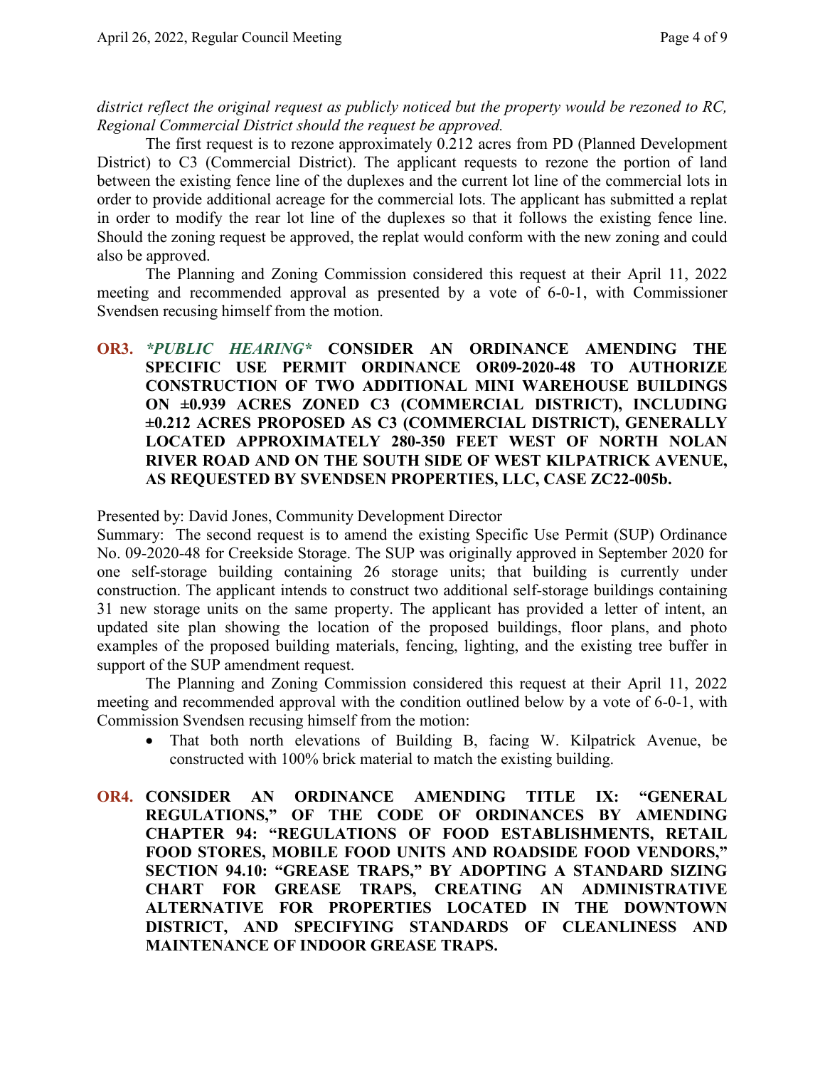*district reflect the original request as publicly noticed but the property would be rezoned to RC, Regional Commercial District should the request be approved.*

The first request is to rezone approximately 0.212 acres from PD (Planned Development District) to C3 (Commercial District). The applicant requests to rezone the portion of land between the existing fence line of the duplexes and the current lot line of the commercial lots in order to provide additional acreage for the commercial lots. The applicant has submitted a replat in order to modify the rear lot line of the duplexes so that it follows the existing fence line. Should the zoning request be approved, the replat would conform with the new zoning and could also be approved.

The Planning and Zoning Commission considered this request at their April 11, 2022 meeting and recommended approval as presented by a vote of 6-0-1, with Commissioner Svendsen recusing himself from the motion.

**OR3.** ***\*PUBLIC HEARING\**** **CONSIDER AN ORDINANCE AMENDING THE SPECIFIC USE PERMIT ORDINANCE OR09-2020-48 TO AUTHORIZE CONSTRUCTION OF TWO ADDITIONAL MINI WAREHOUSE BUILDINGS ON ±0.939 ACRES ZONED C3 (COMMERCIAL DISTRICT), INCLUDING ±0.212 ACRES PROPOSED AS C3 (COMMERCIAL DISTRICT), GENERALLY LOCATED APPROXIMATELY 280-350 FEET WEST OF NORTH NOLAN RIVER ROAD AND ON THE SOUTH SIDE OF WEST KILPATRICK AVENUE, AS REQUESTED BY SVENDSEN PROPERTIES, LLC, CASE ZC22-005b.**

Presented by: David Jones, Community Development Director

Summary: The second request is to amend the existing Specific Use Permit (SUP) Ordinance No. 09-2020-48 for Creekside Storage. The SUP was originally approved in September 2020 for one self-storage building containing 26 storage units; that building is currently under construction. The applicant intends to construct two additional self-storage buildings containing 31 new storage units on the same property. The applicant has provided a letter of intent, an updated site plan showing the location of the proposed buildings, floor plans, and photo examples of the proposed building materials, fencing, lighting, and the existing tree buffer in support of the SUP amendment request.

The Planning and Zoning Commission considered this request at their April 11, 2022 meeting and recommended approval with the condition outlined below by a vote of 6-0-1, with Commission Svendsen recusing himself from the motion:

- That both north elevations of Building B, facing W. Kilpatrick Avenue, be constructed with 100% brick material to match the existing building.

**OR4. CONSIDER AN ORDINANCE AMENDING TITLE IX: "GENERAL REGULATIONS," OF THE CODE OF ORDINANCES BY AMENDING CHAPTER 94: "REGULATIONS OF FOOD ESTABLISHMENTS, RETAIL FOOD STORES, MOBILE FOOD UNITS AND ROADSIDE FOOD VENDORS," SECTION 94.10: "GREASE TRAPS," BY ADOPTING A STANDARD SIZING CHART FOR GREASE TRAPS, CREATING AN ADMINISTRATIVE ALTERNATIVE FOR PROPERTIES LOCATED IN THE DOWNTOWN DISTRICT, AND SPECIFYING STANDARDS OF CLEANLINESS AND MAINTENANCE OF INDOOR GREASE TRAPS.**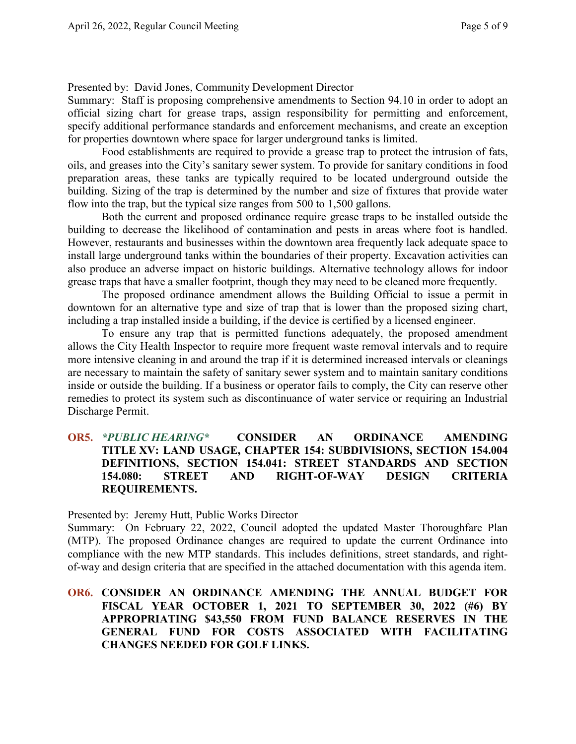Presented by: David Jones, Community Development Director

Summary: Staff is proposing comprehensive amendments to Section 94.10 in order to adopt an official sizing chart for grease traps, assign responsibility for permitting and enforcement, specify additional performance standards and enforcement mechanisms, and create an exception for properties downtown where space for larger underground tanks is limited.

Food establishments are required to provide a grease trap to protect the intrusion of fats, oils, and greases into the City's sanitary sewer system. To provide for sanitary conditions in food preparation areas, these tanks are typically required to be located underground outside the building. Sizing of the trap is determined by the number and size of fixtures that provide water flow into the trap, but the typical size ranges from 500 to 1,500 gallons.

Both the current and proposed ordinance require grease traps to be installed outside the building to decrease the likelihood of contamination and pests in areas where foot is handled. However, restaurants and businesses within the downtown area frequently lack adequate space to install large underground tanks within the boundaries of their property. Excavation activities can also produce an adverse impact on historic buildings. Alternative technology allows for indoor grease traps that have a smaller footprint, though they may need to be cleaned more frequently.

The proposed ordinance amendment allows the Building Official to issue a permit in downtown for an alternative type and size of trap that is lower than the proposed sizing chart, including a trap installed inside a building, if the device is certified by a licensed engineer.

To ensure any trap that is permitted functions adequately, the proposed amendment allows the City Health Inspector to require more frequent waste removal intervals and to require more intensive cleaning in and around the trap if it is determined increased intervals or cleanings are necessary to maintain the safety of sanitary sewer system and to maintain sanitary conditions inside or outside the building. If a business or operator fails to comply, the City can reserve other remedies to protect its system such as discontinuance of water service or requiring an Industrial Discharge Permit.

**OR5.** ***\*PUBLIC HEARING\**** **CONSIDER AN ORDINANCE AMENDING TITLE XV: LAND USAGE, CHAPTER 154: SUBDIVISIONS, SECTION 154.004 DEFINITIONS, SECTION 154.041: STREET STANDARDS AND SECTION 154.080: STREET AND RIGHT-OF-WAY DESIGN CRITERIA REQUIREMENTS.**

Presented by: Jeremy Hutt, Public Works Director

Summary: On February 22, 2022, Council adopted the updated Master Thoroughfare Plan (MTP). The proposed Ordinance changes are required to update the current Ordinance into compliance with the new MTP standards. This includes definitions, street standards, and right-of-way and design criteria that are specified in the attached documentation with this agenda item.

**OR6. CONSIDER AN ORDINANCE AMENDING THE ANNUAL BUDGET FOR FISCAL YEAR OCTOBER 1, 2021 TO SEPTEMBER 30, 2022 (#6) BY APPROPRIATING $43,550 FROM FUND BALANCE RESERVES IN THE GENERAL FUND FOR COSTS ASSOCIATED WITH FACILITATING CHANGES NEEDED FOR GOLF LINKS.**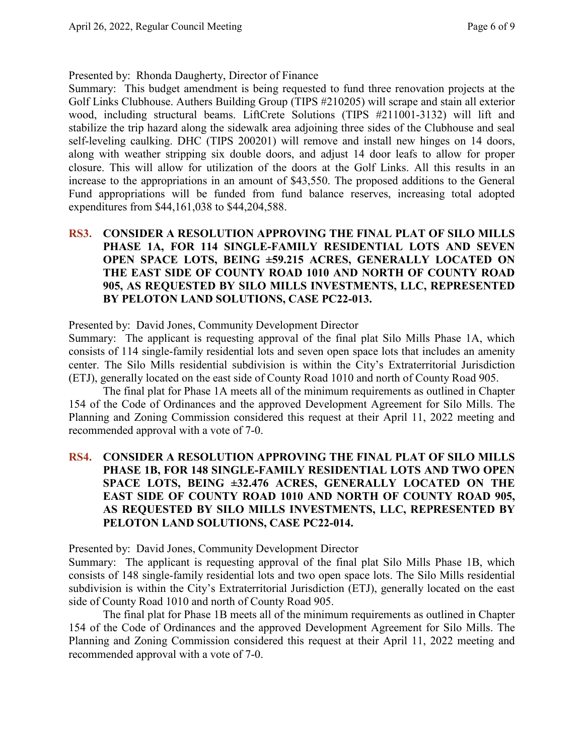Presented by: Rhonda Daugherty, Director of Finance

Summary: This budget amendment is being requested to fund three renovation projects at the Golf Links Clubhouse. Authers Building Group (TIPS #210205) will scrape and stain all exterior wood, including structural beams. LiftCrete Solutions (TIPS #211001-3132) will lift and stabilize the trip hazard along the sidewalk area adjoining three sides of the Clubhouse and seal self-leveling caulking. DHC (TIPS 200201) will remove and install new hinges on 14 doors, along with weather stripping six double doors, and adjust 14 door leafs to allow for proper closure. This will allow for utilization of the doors at the Golf Links. All this results in an increase to the appropriations in an amount of $43,550. The proposed additions to the General Fund appropriations will be funded from fund balance reserves, increasing total adopted expenditures from $44,161,038 to $44,204,588.

**RS3. CONSIDER A RESOLUTION APPROVING THE FINAL PLAT OF SILO MILLS PHASE 1A, FOR 114 SINGLE-FAMILY RESIDENTIAL LOTS AND SEVEN OPEN SPACE LOTS, BEING ±59.215 ACRES, GENERALLY LOCATED ON THE EAST SIDE OF COUNTY ROAD 1010 AND NORTH OF COUNTY ROAD 905, AS REQUESTED BY SILO MILLS INVESTMENTS, LLC, REPRESENTED BY PELOTON LAND SOLUTIONS, CASE PC22-013.**

Presented by: David Jones, Community Development Director

Summary: The applicant is requesting approval of the final plat Silo Mills Phase 1A, which consists of 114 single-family residential lots and seven open space lots that includes an amenity center. The Silo Mills residential subdivision is within the City's Extraterritorial Jurisdiction (ETJ), generally located on the east side of County Road 1010 and north of County Road 905.

The final plat for Phase 1A meets all of the minimum requirements as outlined in Chapter 154 of the Code of Ordinances and the approved Development Agreement for Silo Mills. The Planning and Zoning Commission considered this request at their April 11, 2022 meeting and recommended approval with a vote of 7-0.

**RS4. CONSIDER A RESOLUTION APPROVING THE FINAL PLAT OF SILO MILLS PHASE 1B, FOR 148 SINGLE-FAMILY RESIDENTIAL LOTS AND TWO OPEN SPACE LOTS, BEING ±32.476 ACRES, GENERALLY LOCATED ON THE EAST SIDE OF COUNTY ROAD 1010 AND NORTH OF COUNTY ROAD 905, AS REQUESTED BY SILO MILLS INVESTMENTS, LLC, REPRESENTED BY PELOTON LAND SOLUTIONS, CASE PC22-014.**

Presented by: David Jones, Community Development Director

Summary: The applicant is requesting approval of the final plat Silo Mills Phase 1B, which consists of 148 single-family residential lots and two open space lots. The Silo Mills residential subdivision is within the City's Extraterritorial Jurisdiction (ETJ), generally located on the east side of County Road 1010 and north of County Road 905.

The final plat for Phase 1B meets all of the minimum requirements as outlined in Chapter 154 of the Code of Ordinances and the approved Development Agreement for Silo Mills. The Planning and Zoning Commission considered this request at their April 11, 2022 meeting and recommended approval with a vote of 7-0.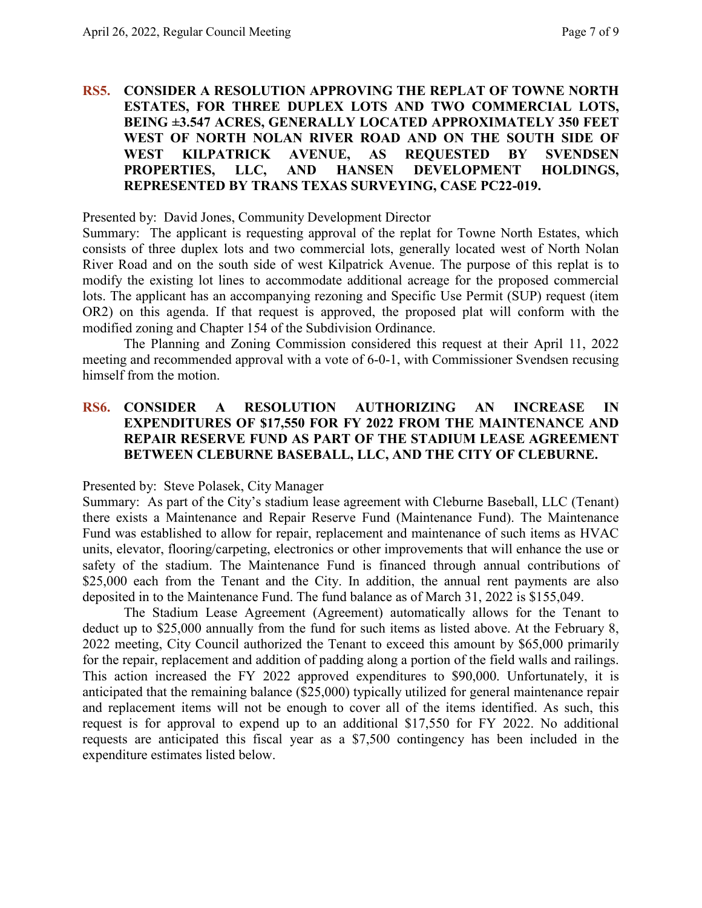## RS5. CONSIDER A RESOLUTION APPROVING THE REPLAT OF TOWNE NORTH ESTATES, FOR THREE DUPLEX LOTS AND TWO COMMERCIAL LOTS, BEING ±3.547 ACRES, GENERALLY LOCATED APPROXIMATELY 350 FEET WEST OF NORTH NOLAN RIVER ROAD AND ON THE SOUTH SIDE OF WEST KILPATRICK AVENUE, AS REQUESTED BY SVENDSEN PROPERTIES, LLC, AND HANSEN DEVELOPMENT HOLDINGS, REPRESENTED BY TRANS TEXAS SURVEYING, CASE PC22-019.

Presented by: David Jones, Community Development Director

Summary: The applicant is requesting approval of the replat for Towne North Estates, which consists of three duplex lots and two commercial lots, generally located west of North Nolan River Road and on the south side of west Kilpatrick Avenue. The purpose of this replat is to modify the existing lot lines to accommodate additional acreage for the proposed commercial lots. The applicant has an accompanying rezoning and Specific Use Permit (SUP) request (item OR2) on this agenda. If that request is approved, the proposed plat will conform with the modified zoning and Chapter 154 of the Subdivision Ordinance.

The Planning and Zoning Commission considered this request at their April 11, 2022 meeting and recommended approval with a vote of 6-0-1, with Commissioner Svendsen recusing himself from the motion.

## RS6. CONSIDER A RESOLUTION AUTHORIZING AN INCREASE IN EXPENDITURES OF $17,550 FOR FY 2022 FROM THE MAINTENANCE AND REPAIR RESERVE FUND AS PART OF THE STADIUM LEASE AGREEMENT BETWEEN CLEBURNE BASEBALL, LLC, AND THE CITY OF CLEBURNE.

Presented by: Steve Polasek, City Manager

Summary: As part of the City's stadium lease agreement with Cleburne Baseball, LLC (Tenant) there exists a Maintenance and Repair Reserve Fund (Maintenance Fund). The Maintenance Fund was established to allow for repair, replacement and maintenance of such items as HVAC units, elevator, flooring/carpeting, electronics or other improvements that will enhance the use or safety of the stadium. The Maintenance Fund is financed through annual contributions of $25,000 each from the Tenant and the City. In addition, the annual rent payments are also deposited in to the Maintenance Fund. The fund balance as of March 31, 2022 is $155,049.

The Stadium Lease Agreement (Agreement) automatically allows for the Tenant to deduct up to $25,000 annually from the fund for such items as listed above. At the February 8, 2022 meeting, City Council authorized the Tenant to exceed this amount by $65,000 primarily for the repair, replacement and addition of padding along a portion of the field walls and railings. This action increased the FY 2022 approved expenditures to $90,000. Unfortunately, it is anticipated that the remaining balance ($25,000) typically utilized for general maintenance repair and replacement items will not be enough to cover all of the items identified. As such, this request is for approval to expend up to an additional $17,550 for FY 2022. No additional requests are anticipated this fiscal year as a $7,500 contingency has been included in the expenditure estimates listed below.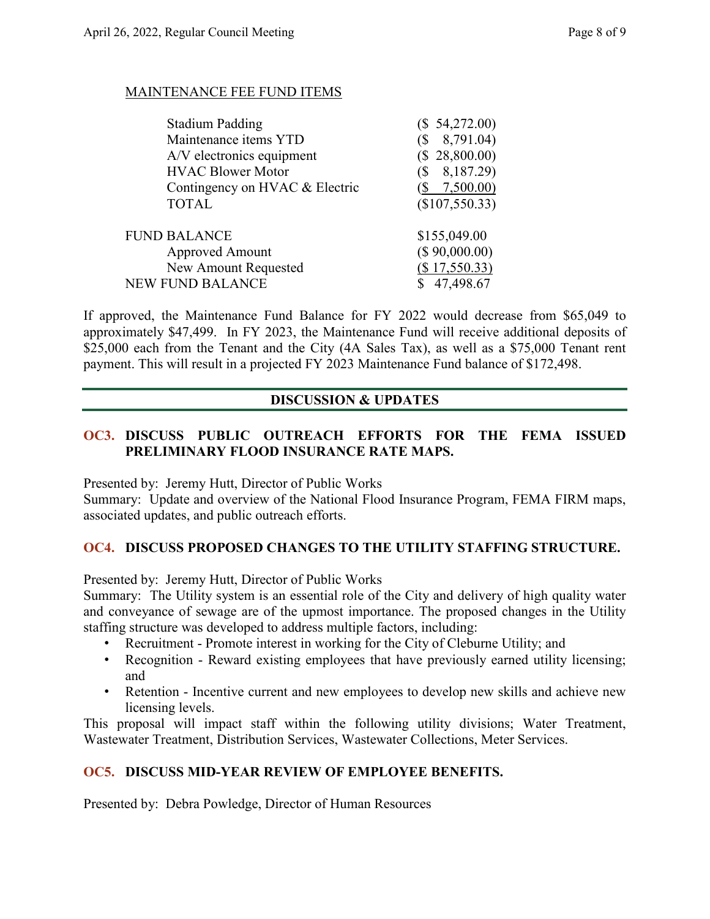MAINTENANCE FEE FUND ITEMS

| | |
|---|---|
| Stadium Padding | ($ 54,272.00) |
| Maintenance items YTD | ($ 8,791.04) |
| A/V electronics equipment | ($ 28,800.00) |
| HVAC Blower Motor | ($ 8,187.29) |
| Contingency on HVAC & Electric | ($ 7,500.00) |
| TOTAL | ($107,550.33) |
| | |
| FUND BALANCE | $155,049.00 |
| Approved Amount | ($ 90,000.00) |
| New Amount Requested | ($ 17,550.33) |
| NEW FUND BALANCE | $ 47,498.67 |

If approved, the Maintenance Fund Balance for FY 2022 would decrease from $65,049 to approximately $47,499. In FY 2023, the Maintenance Fund will receive additional deposits of $25,000 each from the Tenant and the City (4A Sales Tax), as well as a $75,000 Tenant rent payment. This will result in a projected FY 2023 Maintenance Fund balance of $172,498.

## DISCUSSION & UPDATES

### OC3. DISCUSS PUBLIC OUTREACH EFFORTS FOR THE FEMA ISSUED PRELIMINARY FLOOD INSURANCE RATE MAPS.

Presented by: Jeremy Hutt, Director of Public Works
Summary: Update and overview of the National Flood Insurance Program, FEMA FIRM maps, associated updates, and public outreach efforts.

### OC4. DISCUSS PROPOSED CHANGES TO THE UTILITY STAFFING STRUCTURE.

Presented by: Jeremy Hutt, Director of Public Works
Summary: The Utility system is an essential role of the City and delivery of high quality water and conveyance of sewage are of the upmost importance. The proposed changes in the Utility staffing structure was developed to address multiple factors, including:

- Recruitment - Promote interest in working for the City of Cleburne Utility; and
- Recognition - Reward existing employees that have previously earned utility licensing; and
- Retention - Incentive current and new employees to develop new skills and achieve new licensing levels.

This proposal will impact staff within the following utility divisions; Water Treatment, Wastewater Treatment, Distribution Services, Wastewater Collections, Meter Services.

### OC5. DISCUSS MID-YEAR REVIEW OF EMPLOYEE BENEFITS.

Presented by: Debra Powledge, Director of Human Resources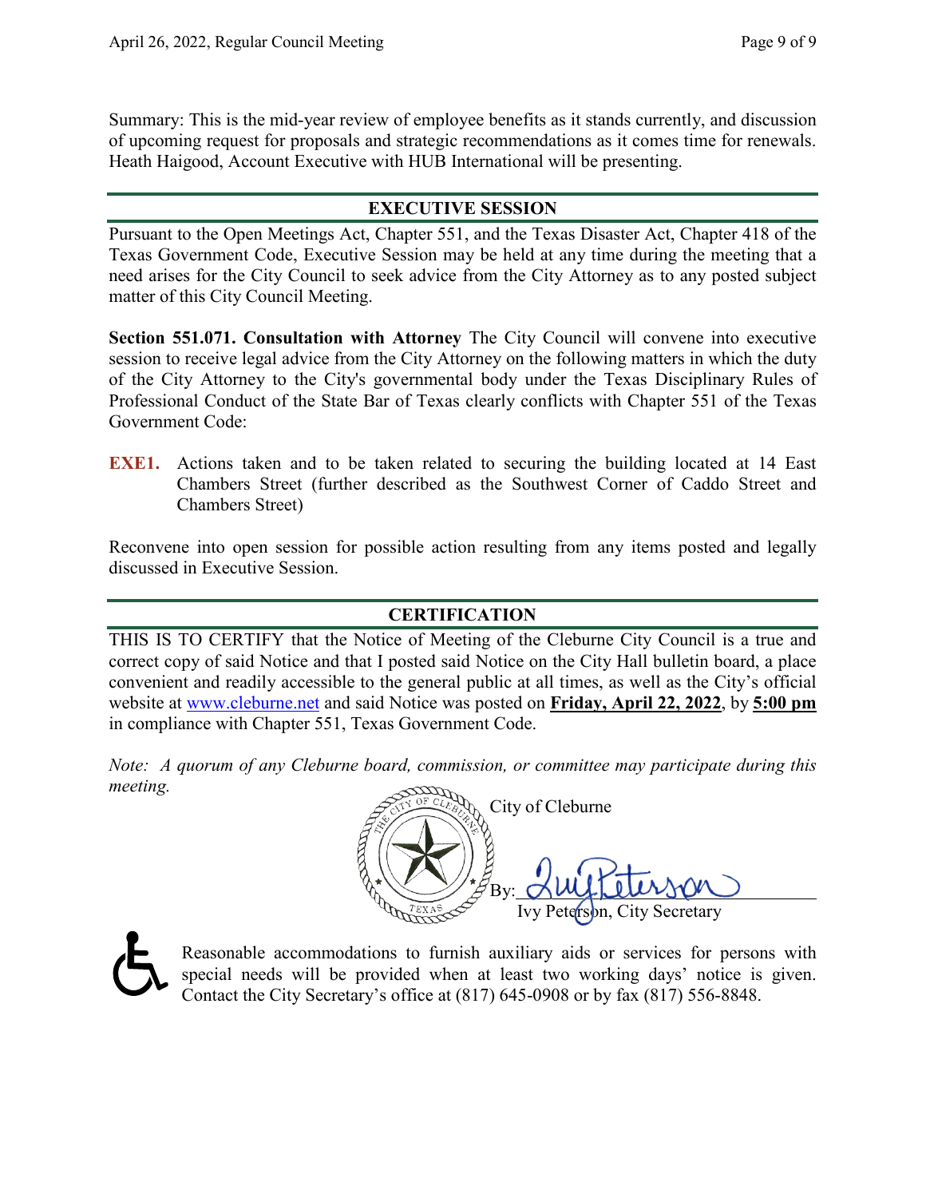Summary: This is the mid-year review of employee benefits as it stands currently, and discussion of upcoming request for proposals and strategic recommendations as it comes time for renewals. Heath Haigood, Account Executive with HUB International will be presenting.

## EXECUTIVE SESSION

Pursuant to the Open Meetings Act, Chapter 551, and the Texas Disaster Act, Chapter 418 of the Texas Government Code, Executive Session may be held at any time during the meeting that a need arises for the City Council to seek advice from the City Attorney as to any posted subject matter of this City Council Meeting.

**Section 551.071. Consultation with Attorney** The City Council will convene into executive session to receive legal advice from the City Attorney on the following matters in which the duty of the City Attorney to the City's governmental body under the Texas Disciplinary Rules of Professional Conduct of the State Bar of Texas clearly conflicts with Chapter 551 of the Texas Government Code:

**EXE1.** Actions taken and to be taken related to securing the building located at 14 East Chambers Street (further described as the Southwest Corner of Caddo Street and Chambers Street)

Reconvene into open session for possible action resulting from any items posted and legally discussed in Executive Session.

## CERTIFICATION

THIS IS TO CERTIFY that the Notice of Meeting of the Cleburne City Council is a true and correct copy of said Notice and that I posted said Notice on the City Hall bulletin board, a place convenient and readily accessible to the general public at all times, as well as the City's official website at www.cleburne.net and said Notice was posted on **Friday, April 22, 2022**, by **5:00 pm** in compliance with Chapter 551, Texas Government Code.

*Note: A quorum of any Cleburne board, commission, or committee may participate during this meeting.*

City of Cleburne

By: Ivy Peterson

Ivy Peterson, City Secretary

Reasonable accommodations to furnish auxiliary aids or services for persons with special needs will be provided when at least two working days' notice is given. Contact the City Secretary's office at (817) 645-0908 or by fax (817) 556-8848.